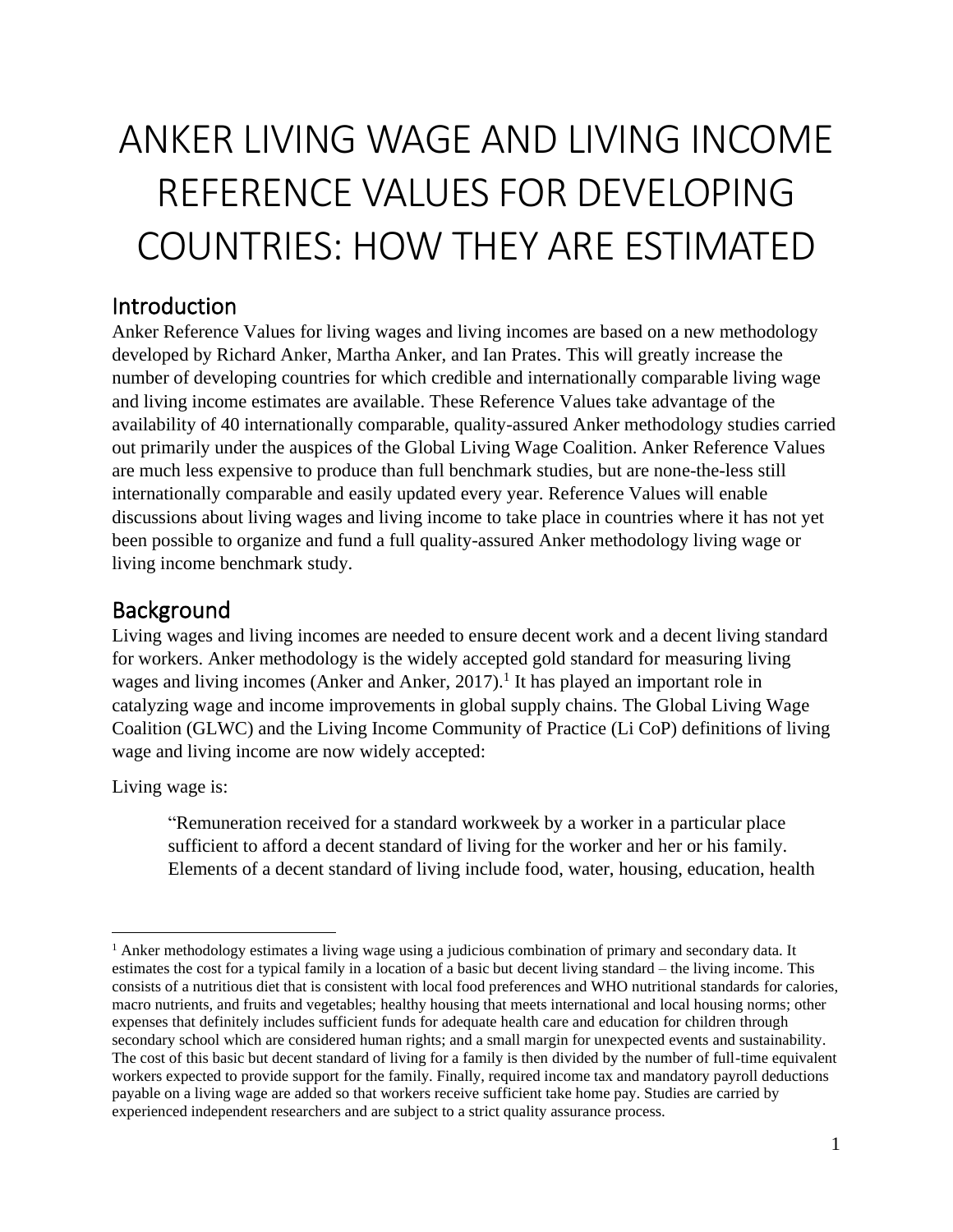# ANKER LIVING WAGE AND LIVING INCOME REFERENCE VALUES FOR DEVELOPING COUNTRIES: HOW THEY ARE ESTIMATED

## Introduction

Anker Reference Values for living wages and living incomes are based on a new methodology developed by Richard Anker, Martha Anker, and Ian Prates. This will greatly increase the number of developing countries for which credible and internationally comparable living wage and living income estimates are available. These Reference Values take advantage of the availability of 40 internationally comparable, quality-assured Anker methodology studies carried out primarily under the auspices of the Global Living Wage Coalition. Anker Reference Values are much less expensive to produce than full benchmark studies, but are none-the-less still internationally comparable and easily updated every year. Reference Values will enable discussions about living wages and living income to take place in countries where it has not yet been possible to organize and fund a full quality-assured Anker methodology living wage or living income benchmark study.

## Background

Living wages and living incomes are needed to ensure decent work and a decent living standard for workers. Anker methodology is the widely accepted gold standard for measuring living wages and living incomes (Anker and Anker, 2017).[1] It has played an important role in catalyzing wage and income improvements in global supply chains. The Global Living Wage Coalition (GLWC) and the Living Income Community of Practice (Li CoP) definitions of living wage and living income are now widely accepted:

Living wage is:

> "Remuneration received for a standard workweek by a worker in a particular place sufficient to afford a decent standard of living for the worker and her or his family. Elements of a decent standard of living include food, water, housing, education, health

---

[1] Anker methodology estimates a living wage using a judicious combination of primary and secondary data. It estimates the cost for a typical family in a location of a basic but decent living standard – the living income. This consists of a nutritious diet that is consistent with local food preferences and WHO nutritional standards for calories, macro nutrients, and fruits and vegetables; healthy housing that meets international and local housing norms; other expenses that definitely includes sufficient funds for adequate health care and education for children through secondary school which are considered human rights; and a small margin for unexpected events and sustainability. The cost of this basic but decent standard of living for a family is then divided by the number of full-time equivalent workers expected to provide support for the family. Finally, required income tax and mandatory payroll deductions payable on a living wage are added so that workers receive sufficient take home pay. Studies are carried by experienced independent researchers and are subject to a strict quality assurance process.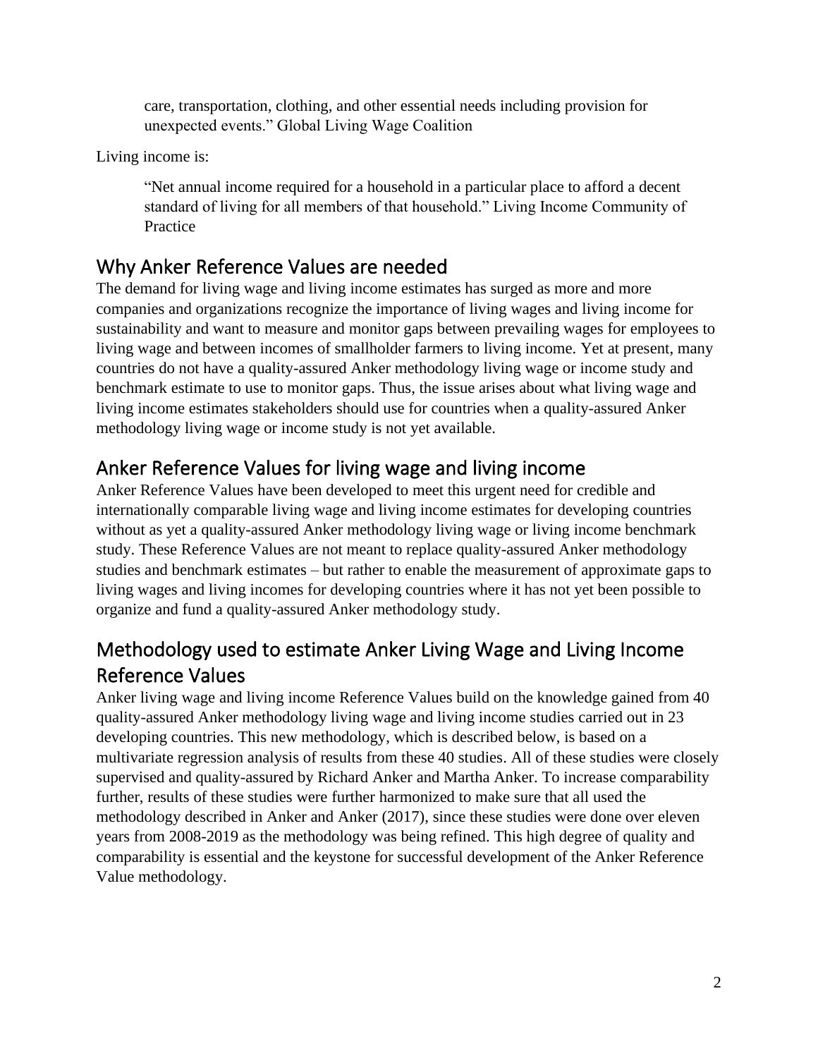> care, transportation, clothing, and other essential needs including provision for unexpected events." Global Living Wage Coalition

Living income is:

> "Net annual income required for a household in a particular place to afford a decent standard of living for all members of that household." Living Income Community of Practice

## Why Anker Reference Values are needed

The demand for living wage and living income estimates has surged as more and more companies and organizations recognize the importance of living wages and living income for sustainability and want to measure and monitor gaps between prevailing wages for employees to living wage and between incomes of smallholder farmers to living income. Yet at present, many countries do not have a quality-assured Anker methodology living wage or income study and benchmark estimate to use to monitor gaps. Thus, the issue arises about what living wage and living income estimates stakeholders should use for countries when a quality-assured Anker methodology living wage or income study is not yet available.

## Anker Reference Values for living wage and living income

Anker Reference Values have been developed to meet this urgent need for credible and internationally comparable living wage and living income estimates for developing countries without as yet a quality-assured Anker methodology living wage or living income benchmark study. These Reference Values are not meant to replace quality-assured Anker methodology studies and benchmark estimates – but rather to enable the measurement of approximate gaps to living wages and living incomes for developing countries where it has not yet been possible to organize and fund a quality-assured Anker methodology study.

## Methodology used to estimate Anker Living Wage and Living Income Reference Values

Anker living wage and living income Reference Values build on the knowledge gained from 40 quality-assured Anker methodology living wage and living income studies carried out in 23 developing countries. This new methodology, which is described below, is based on a multivariate regression analysis of results from these 40 studies. All of these studies were closely supervised and quality-assured by Richard Anker and Martha Anker. To increase comparability further, results of these studies were further harmonized to make sure that all used the methodology described in Anker and Anker (2017), since these studies were done over eleven years from 2008-2019 as the methodology was being refined. This high degree of quality and comparability is essential and the keystone for successful development of the Anker Reference Value methodology.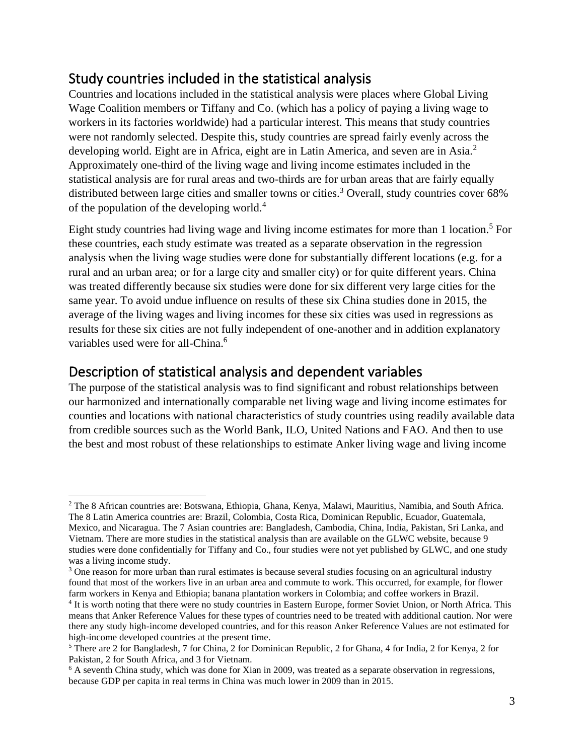## Study countries included in the statistical analysis

Countries and locations included in the statistical analysis were places where Global Living Wage Coalition members or Tiffany and Co. (which has a policy of paying a living wage to workers in its factories worldwide) had a particular interest. This means that study countries were not randomly selected. Despite this, study countries are spread fairly evenly across the developing world. Eight are in Africa, eight are in Latin America, and seven are in Asia.[2] Approximately one-third of the living wage and living income estimates included in the statistical analysis are for rural areas and two-thirds are for urban areas that are fairly equally distributed between large cities and smaller towns or cities.[3] Overall, study countries cover 68% of the population of the developing world.[4]

Eight study countries had living wage and living income estimates for more than 1 location.[5] For these countries, each study estimate was treated as a separate observation in the regression analysis when the living wage studies were done for substantially different locations (e.g. for a rural and an urban area; or for a large city and smaller city) or for quite different years. China was treated differently because six studies were done for six different very large cities for the same year. To avoid undue influence on results of these six China studies done in 2015, the average of the living wages and living incomes for these six cities was used in regressions as results for these six cities are not fully independent of one-another and in addition explanatory variables used were for all-China.[6]

## Description of statistical analysis and dependent variables

The purpose of the statistical analysis was to find significant and robust relationships between our harmonized and internationally comparable net living wage and living income estimates for counties and locations with national characteristics of study countries using readily available data from credible sources such as the World Bank, ILO, United Nations and FAO. And then to use the best and most robust of these relationships to estimate Anker living wage and living income

---

[2] The 8 African countries are: Botswana, Ethiopia, Ghana, Kenya, Malawi, Mauritius, Namibia, and South Africa. The 8 Latin America countries are: Brazil, Colombia, Costa Rica, Dominican Republic, Ecuador, Guatemala, Mexico, and Nicaragua. The 7 Asian countries are: Bangladesh, Cambodia, China, India, Pakistan, Sri Lanka, and Vietnam. There are more studies in the statistical analysis than are available on the GLWC website, because 9 studies were done confidentially for Tiffany and Co., four studies were not yet published by GLWC, and one study was a living income study.

[3] One reason for more urban than rural estimates is because several studies focusing on an agricultural industry found that most of the workers live in an urban area and commute to work. This occurred, for example, for flower farm workers in Kenya and Ethiopia; banana plantation workers in Colombia; and coffee workers in Brazil.

[4] It is worth noting that there were no study countries in Eastern Europe, former Soviet Union, or North Africa. This means that Anker Reference Values for these types of countries need to be treated with additional caution. Nor were there any study high-income developed countries, and for this reason Anker Reference Values are not estimated for high-income developed countries at the present time.

[5] There are 2 for Bangladesh, 7 for China, 2 for Dominican Republic, 2 for Ghana, 4 for India, 2 for Kenya, 2 for Pakistan, 2 for South Africa, and 3 for Vietnam.

[6] A seventh China study, which was done for Xian in 2009, was treated as a separate observation in regressions, because GDP per capita in real terms in China was much lower in 2009 than in 2015.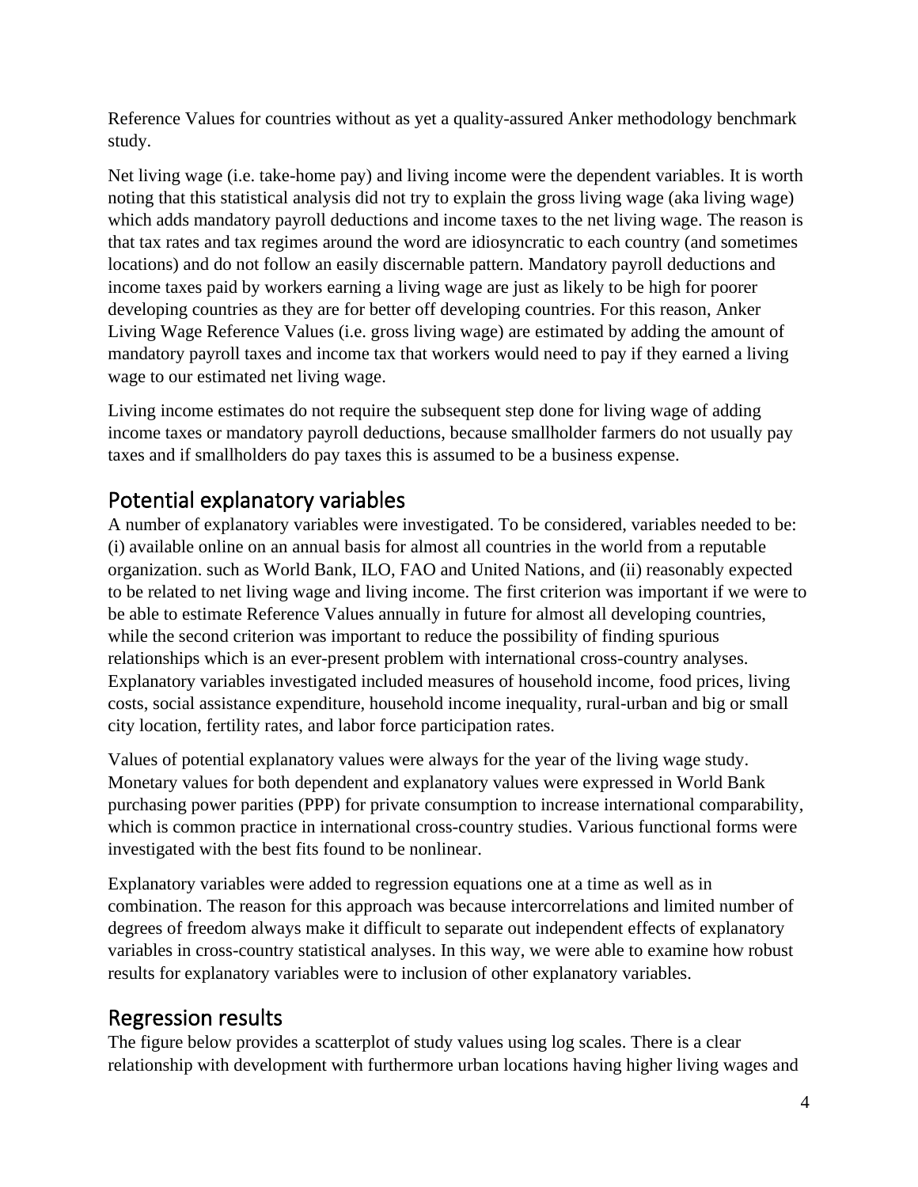Reference Values for countries without as yet a quality-assured Anker methodology benchmark study.

Net living wage (i.e. take-home pay) and living income were the dependent variables. It is worth noting that this statistical analysis did not try to explain the gross living wage (aka living wage) which adds mandatory payroll deductions and income taxes to the net living wage. The reason is that tax rates and tax regimes around the word are idiosyncratic to each country (and sometimes locations) and do not follow an easily discernable pattern. Mandatory payroll deductions and income taxes paid by workers earning a living wage are just as likely to be high for poorer developing countries as they are for better off developing countries. For this reason, Anker Living Wage Reference Values (i.e. gross living wage) are estimated by adding the amount of mandatory payroll taxes and income tax that workers would need to pay if they earned a living wage to our estimated net living wage.

Living income estimates do not require the subsequent step done for living wage of adding income taxes or mandatory payroll deductions, because smallholder farmers do not usually pay taxes and if smallholders do pay taxes this is assumed to be a business expense.

## Potential explanatory variables

A number of explanatory variables were investigated. To be considered, variables needed to be: (i) available online on an annual basis for almost all countries in the world from a reputable organization. such as World Bank, ILO, FAO and United Nations, and (ii) reasonably expected to be related to net living wage and living income. The first criterion was important if we were to be able to estimate Reference Values annually in future for almost all developing countries, while the second criterion was important to reduce the possibility of finding spurious relationships which is an ever-present problem with international cross-country analyses. Explanatory variables investigated included measures of household income, food prices, living costs, social assistance expenditure, household income inequality, rural-urban and big or small city location, fertility rates, and labor force participation rates.

Values of potential explanatory values were always for the year of the living wage study. Monetary values for both dependent and explanatory values were expressed in World Bank purchasing power parities (PPP) for private consumption to increase international comparability, which is common practice in international cross-country studies. Various functional forms were investigated with the best fits found to be nonlinear.

Explanatory variables were added to regression equations one at a time as well as in combination. The reason for this approach was because intercorrelations and limited number of degrees of freedom always make it difficult to separate out independent effects of explanatory variables in cross-country statistical analyses. In this way, we were able to examine how robust results for explanatory variables were to inclusion of other explanatory variables.

## Regression results

The figure below provides a scatterplot of study values using log scales. There is a clear relationship with development with furthermore urban locations having higher living wages and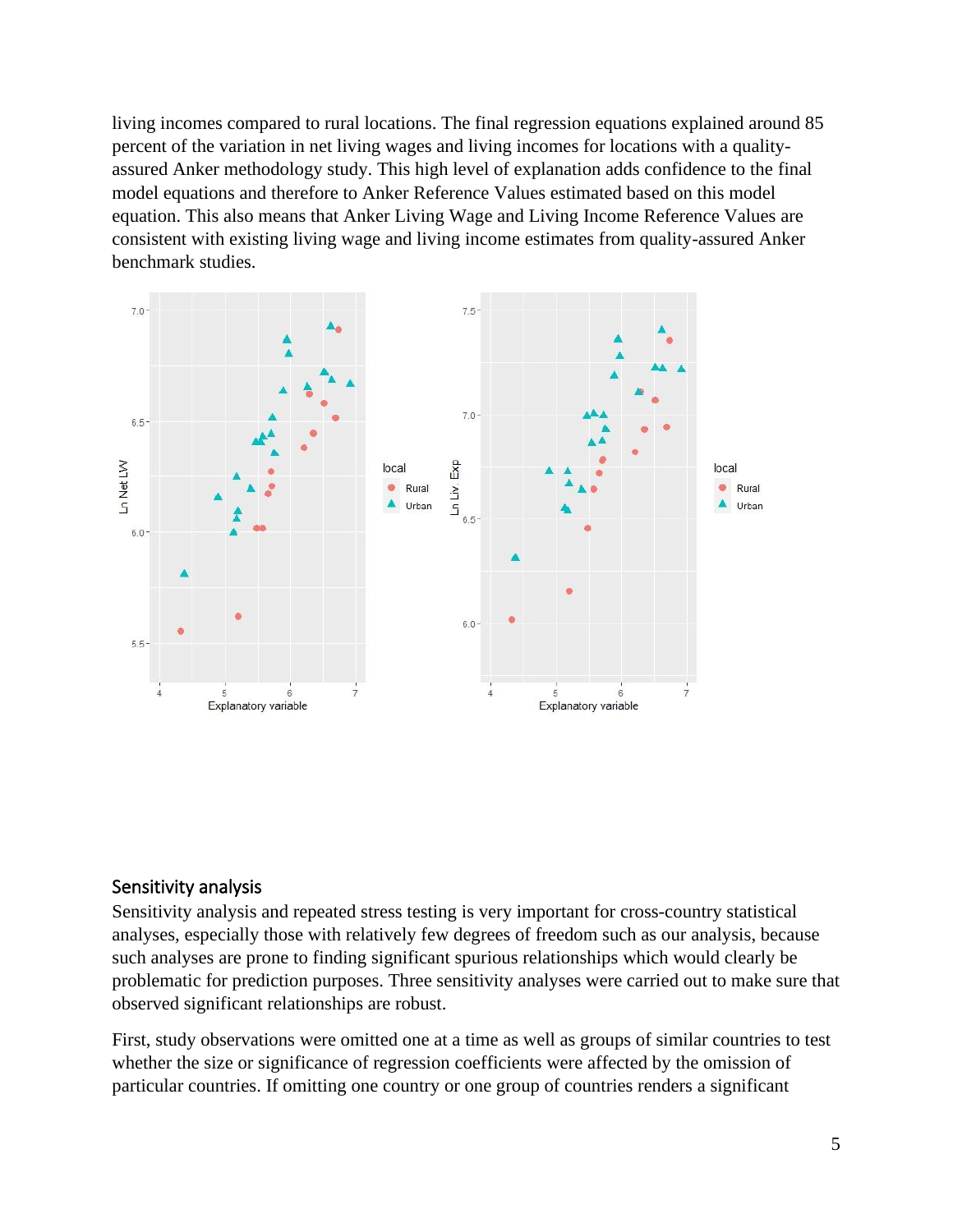living incomes compared to rural locations. The final regression equations explained around 85 percent of the variation in net living wages and living incomes for locations with a quality-assured Anker methodology study. This high level of explanation adds confidence to the final model equations and therefore to Anker Reference Values estimated based on this model equation. This also means that Anker Living Wage and Living Income Reference Values are consistent with existing living wage and living income estimates from quality-assured Anker benchmark studies.

## Sensitivity analysis

Sensitivity analysis and repeated stress testing is very important for cross-country statistical analyses, especially those with relatively few degrees of freedom such as our analysis, because such analyses are prone to finding significant spurious relationships which would clearly be problematic for prediction purposes. Three sensitivity analyses were carried out to make sure that observed significant relationships are robust.

First, study observations were omitted one at a time as well as groups of similar countries to test whether the size or significance of regression coefficients were affected by the omission of particular countries. If omitting one country or one group of countries renders a significant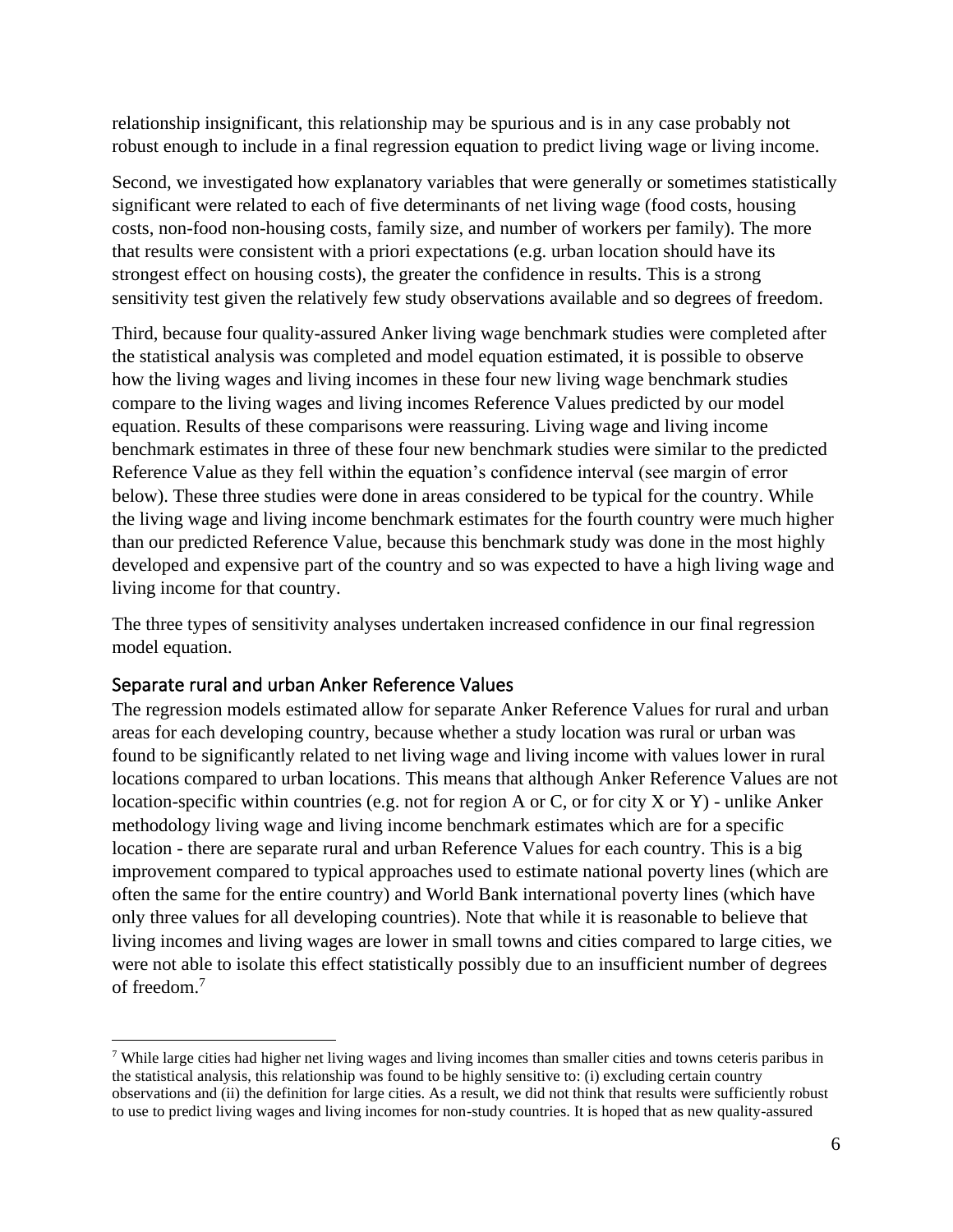relationship insignificant, this relationship may be spurious and is in any case probably not robust enough to include in a final regression equation to predict living wage or living income.

Second, we investigated how explanatory variables that were generally or sometimes statistically significant were related to each of five determinants of net living wage (food costs, housing costs, non-food non-housing costs, family size, and number of workers per family). The more that results were consistent with a priori expectations (e.g. urban location should have its strongest effect on housing costs), the greater the confidence in results. This is a strong sensitivity test given the relatively few study observations available and so degrees of freedom.

Third, because four quality-assured Anker living wage benchmark studies were completed after the statistical analysis was completed and model equation estimated, it is possible to observe how the living wages and living incomes in these four new living wage benchmark studies compare to the living wages and living incomes Reference Values predicted by our model equation. Results of these comparisons were reassuring. Living wage and living income benchmark estimates in three of these four new benchmark studies were similar to the predicted Reference Value as they fell within the equation's confidence interval (see margin of error below). These three studies were done in areas considered to be typical for the country. While the living wage and living income benchmark estimates for the fourth country were much higher than our predicted Reference Value, because this benchmark study was done in the most highly developed and expensive part of the country and so was expected to have a high living wage and living income for that country.

The three types of sensitivity analyses undertaken increased confidence in our final regression model equation.

## Separate rural and urban Anker Reference Values

The regression models estimated allow for separate Anker Reference Values for rural and urban areas for each developing country, because whether a study location was rural or urban was found to be significantly related to net living wage and living income with values lower in rural locations compared to urban locations. This means that although Anker Reference Values are not location-specific within countries (e.g. not for region A or C, or for city X or Y) - unlike Anker methodology living wage and living income benchmark estimates which are for a specific location - there are separate rural and urban Reference Values for each country. This is a big improvement compared to typical approaches used to estimate national poverty lines (which are often the same for the entire country) and World Bank international poverty lines (which have only three values for all developing countries). Note that while it is reasonable to believe that living incomes and living wages are lower in small towns and cities compared to large cities, we were not able to isolate this effect statistically possibly due to an insufficient number of degrees of freedom.[7]

---

[7] While large cities had higher net living wages and living incomes than smaller cities and towns ceteris paribus in the statistical analysis, this relationship was found to be highly sensitive to: (i) excluding certain country observations and (ii) the definition for large cities. As a result, we did not think that results were sufficiently robust to use to predict living wages and living incomes for non-study countries. It is hoped that as new quality-assured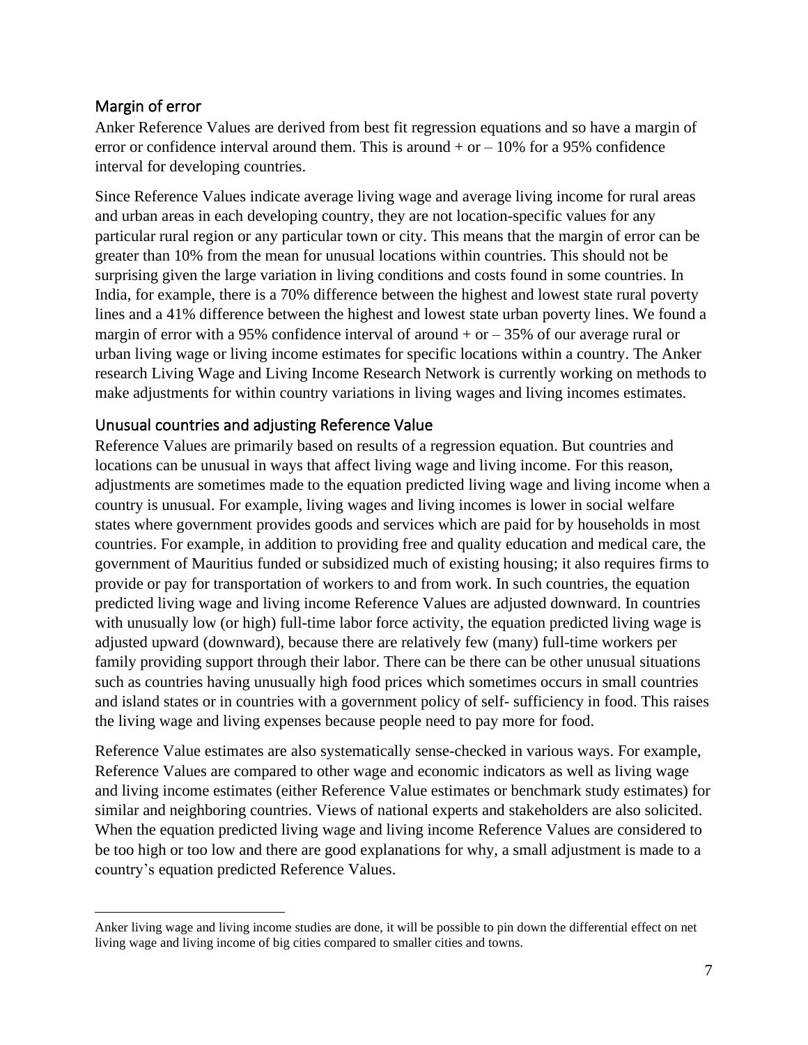## Margin of error

Anker Reference Values are derived from best fit regression equations and so have a margin of error or confidence interval around them. This is around + or – 10% for a 95% confidence interval for developing countries.

Since Reference Values indicate average living wage and average living income for rural areas and urban areas in each developing country, they are not location-specific values for any particular rural region or any particular town or city. This means that the margin of error can be greater than 10% from the mean for unusual locations within countries. This should not be surprising given the large variation in living conditions and costs found in some countries. In India, for example, there is a 70% difference between the highest and lowest state rural poverty lines and a 41% difference between the highest and lowest state urban poverty lines. We found a margin of error with a 95% confidence interval of around + or – 35% of our average rural or urban living wage or living income estimates for specific locations within a country. The Anker research Living Wage and Living Income Research Network is currently working on methods to make adjustments for within country variations in living wages and living incomes estimates.

## Unusual countries and adjusting Reference Value

Reference Values are primarily based on results of a regression equation. But countries and locations can be unusual in ways that affect living wage and living income. For this reason, adjustments are sometimes made to the equation predicted living wage and living income when a country is unusual. For example, living wages and living incomes is lower in social welfare states where government provides goods and services which are paid for by households in most countries. For example, in addition to providing free and quality education and medical care, the government of Mauritius funded or subsidized much of existing housing; it also requires firms to provide or pay for transportation of workers to and from work. In such countries, the equation predicted living wage and living income Reference Values are adjusted downward. In countries with unusually low (or high) full-time labor force activity, the equation predicted living wage is adjusted upward (downward), because there are relatively few (many) full-time workers per family providing support through their labor. There can be there can be other unusual situations such as countries having unusually high food prices which sometimes occurs in small countries and island states or in countries with a government policy of self- sufficiency in food. This raises the living wage and living expenses because people need to pay more for food.

Reference Value estimates are also systematically sense-checked in various ways. For example, Reference Values are compared to other wage and economic indicators as well as living wage and living income estimates (either Reference Value estimates or benchmark study estimates) for similar and neighboring countries. Views of national experts and stakeholders are also solicited. When the equation predicted living wage and living income Reference Values are considered to be too high or too low and there are good explanations for why, a small adjustment is made to a country's equation predicted Reference Values.

---

Anker living wage and living income studies are done, it will be possible to pin down the differential effect on net living wage and living income of big cities compared to smaller cities and towns.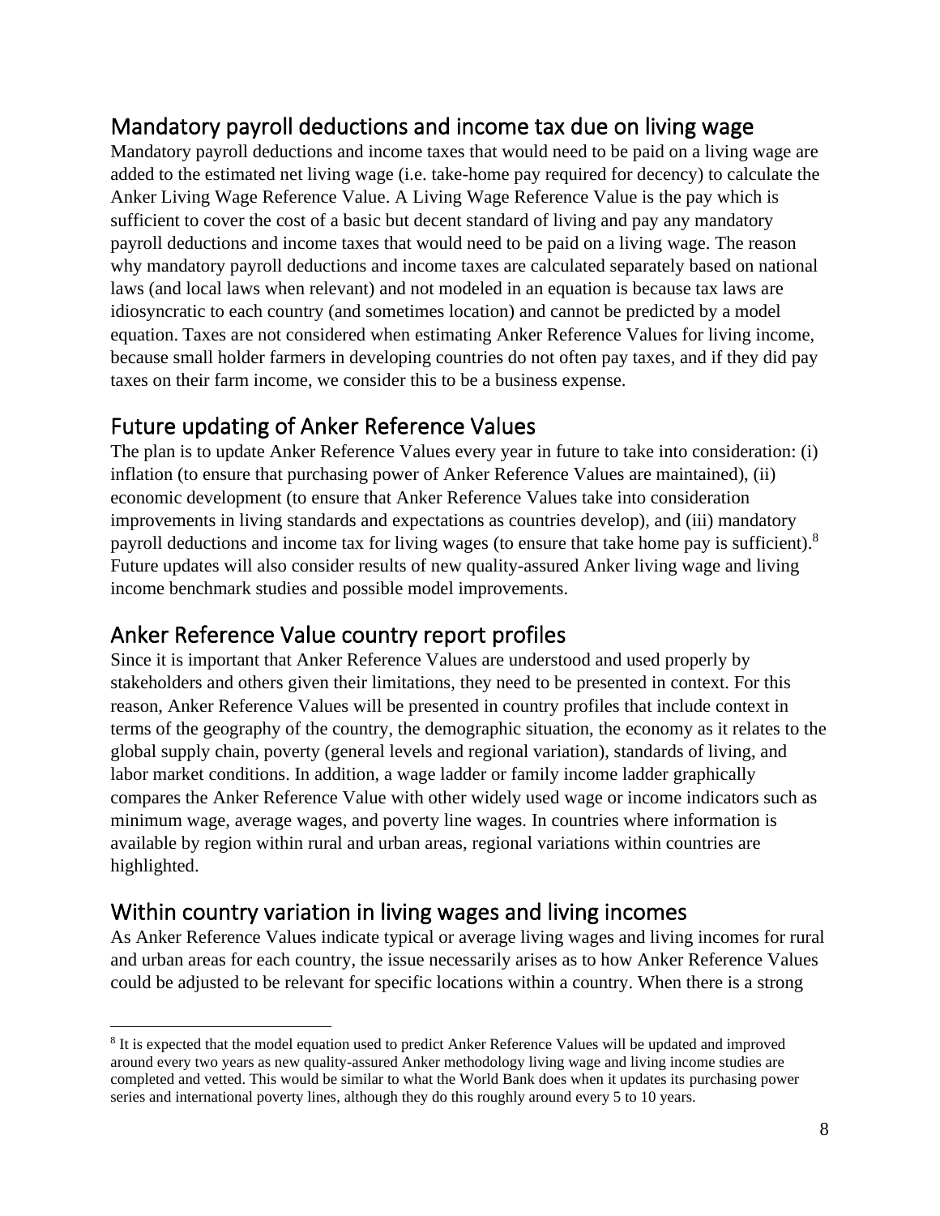## Mandatory payroll deductions and income tax due on living wage

Mandatory payroll deductions and income taxes that would need to be paid on a living wage are added to the estimated net living wage (i.e. take-home pay required for decency) to calculate the Anker Living Wage Reference Value. A Living Wage Reference Value is the pay which is sufficient to cover the cost of a basic but decent standard of living and pay any mandatory payroll deductions and income taxes that would need to be paid on a living wage. The reason why mandatory payroll deductions and income taxes are calculated separately based on national laws (and local laws when relevant) and not modeled in an equation is because tax laws are idiosyncratic to each country (and sometimes location) and cannot be predicted by a model equation. Taxes are not considered when estimating Anker Reference Values for living income, because small holder farmers in developing countries do not often pay taxes, and if they did pay taxes on their farm income, we consider this to be a business expense.

## Future updating of Anker Reference Values

The plan is to update Anker Reference Values every year in future to take into consideration: (i) inflation (to ensure that purchasing power of Anker Reference Values are maintained), (ii) economic development (to ensure that Anker Reference Values take into consideration improvements in living standards and expectations as countries develop), and (iii) mandatory payroll deductions and income tax for living wages (to ensure that take home pay is sufficient).[8] Future updates will also consider results of new quality-assured Anker living wage and living income benchmark studies and possible model improvements.

## Anker Reference Value country report profiles

Since it is important that Anker Reference Values are understood and used properly by stakeholders and others given their limitations, they need to be presented in context. For this reason, Anker Reference Values will be presented in country profiles that include context in terms of the geography of the country, the demographic situation, the economy as it relates to the global supply chain, poverty (general levels and regional variation), standards of living, and labor market conditions. In addition, a wage ladder or family income ladder graphically compares the Anker Reference Value with other widely used wage or income indicators such as minimum wage, average wages, and poverty line wages. In countries where information is available by region within rural and urban areas, regional variations within countries are highlighted.

## Within country variation in living wages and living incomes

As Anker Reference Values indicate typical or average living wages and living incomes for rural and urban areas for each country, the issue necessarily arises as to how Anker Reference Values could be adjusted to be relevant for specific locations within a country. When there is a strong

[8] It is expected that the model equation used to predict Anker Reference Values will be updated and improved around every two years as new quality-assured Anker methodology living wage and living income studies are completed and vetted. This would be similar to what the World Bank does when it updates its purchasing power series and international poverty lines, although they do this roughly around every 5 to 10 years.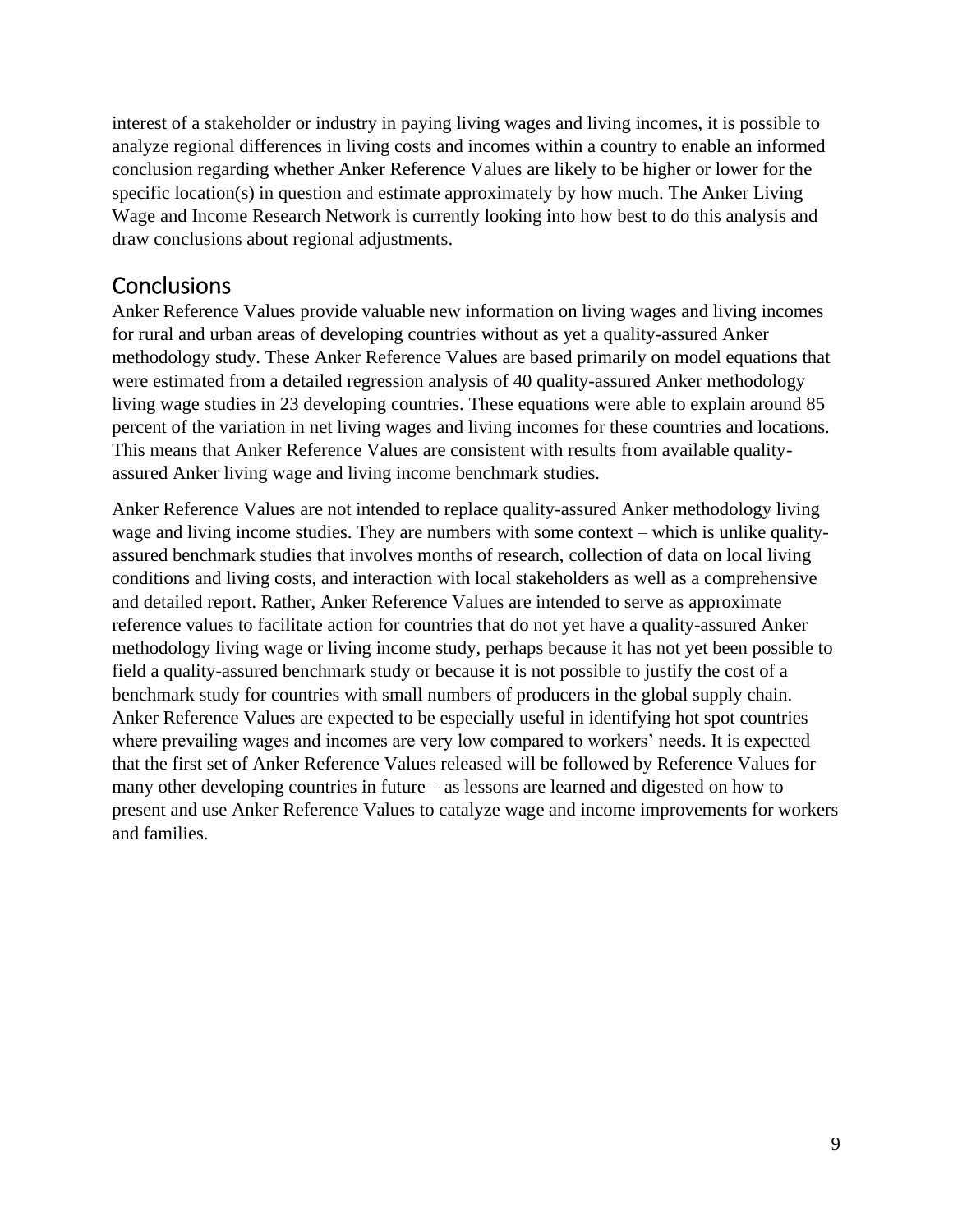interest of a stakeholder or industry in paying living wages and living incomes, it is possible to analyze regional differences in living costs and incomes within a country to enable an informed conclusion regarding whether Anker Reference Values are likely to be higher or lower for the specific location(s) in question and estimate approximately by how much. The Anker Living Wage and Income Research Network is currently looking into how best to do this analysis and draw conclusions about regional adjustments.

## Conclusions

Anker Reference Values provide valuable new information on living wages and living incomes for rural and urban areas of developing countries without as yet a quality-assured Anker methodology study. These Anker Reference Values are based primarily on model equations that were estimated from a detailed regression analysis of 40 quality-assured Anker methodology living wage studies in 23 developing countries. These equations were able to explain around 85 percent of the variation in net living wages and living incomes for these countries and locations. This means that Anker Reference Values are consistent with results from available quality-assured Anker living wage and living income benchmark studies.

Anker Reference Values are not intended to replace quality-assured Anker methodology living wage and living income studies. They are numbers with some context – which is unlike quality-assured benchmark studies that involves months of research, collection of data on local living conditions and living costs, and interaction with local stakeholders as well as a comprehensive and detailed report. Rather, Anker Reference Values are intended to serve as approximate reference values to facilitate action for countries that do not yet have a quality-assured Anker methodology living wage or living income study, perhaps because it has not yet been possible to field a quality-assured benchmark study or because it is not possible to justify the cost of a benchmark study for countries with small numbers of producers in the global supply chain. Anker Reference Values are expected to be especially useful in identifying hot spot countries where prevailing wages and incomes are very low compared to workers' needs. It is expected that the first set of Anker Reference Values released will be followed by Reference Values for many other developing countries in future – as lessons are learned and digested on how to present and use Anker Reference Values to catalyze wage and income improvements for workers and families.